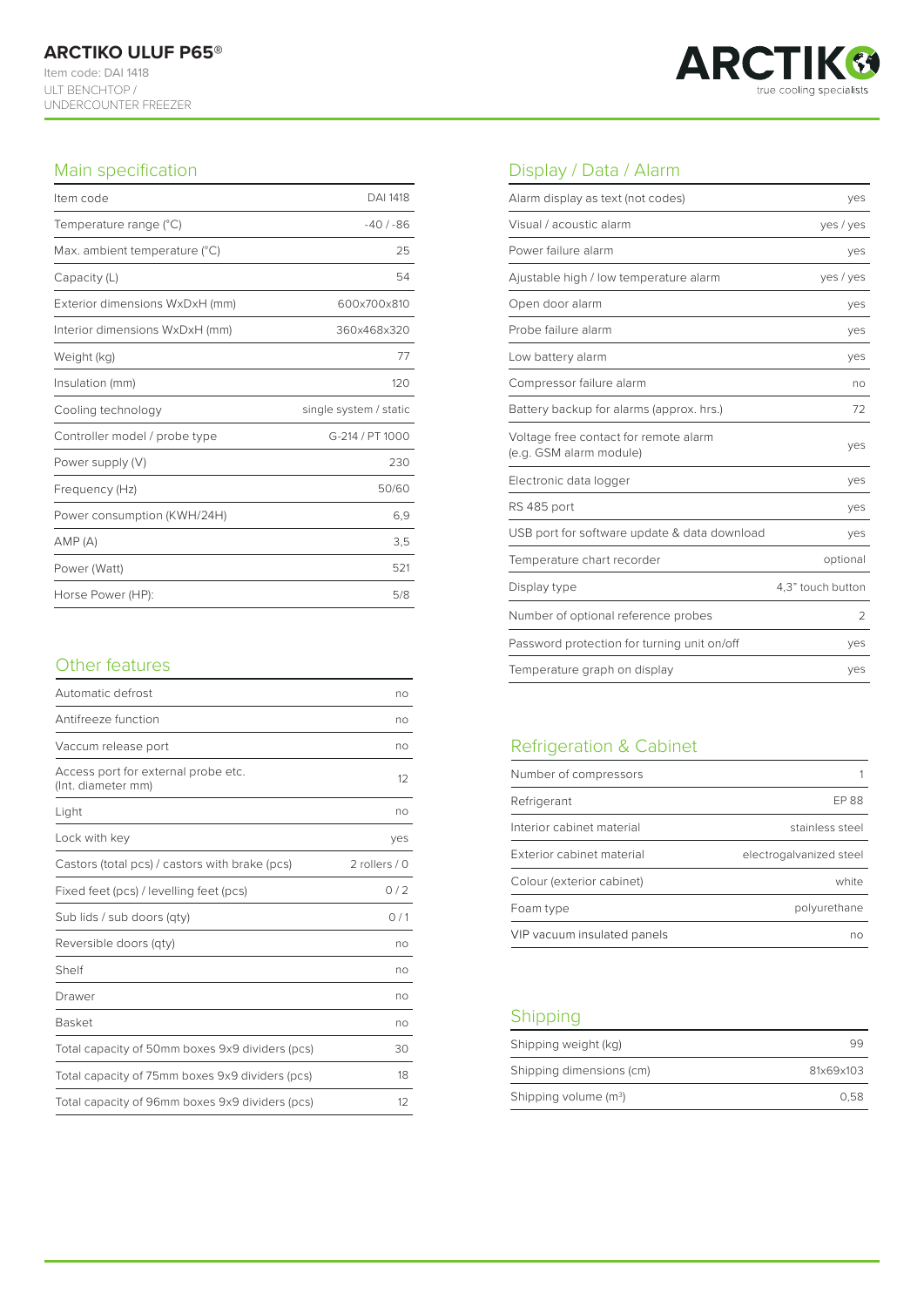# ARCTIKO ULUF P65®

Item code: DAI 1418
ULT BENCHTOP / UNDERCOUNTER FREEZER

ARCTIKO true cooling specialists

## Main specification

| | |
|---|---|
| Item code | DAI 1418 |
| Temperature range (°C) | -40 / -86 |
| Max. ambient temperature (°C) | 25 |
| Capacity (L) | 54 |
| Exterior dimensions WxDxH (mm) | 600x700x810 |
| Interior dimensions WxDxH (mm) | 360x468x320 |
| Weight (kg) | 77 |
| Insulation (mm) | 120 |
| Cooling technology | single system / static |
| Controller model / probe type | G-214 / PT 1000 |
| Power supply (V) | 230 |
| Frequency (Hz) | 50/60 |
| Power consumption (KWH/24H) | 6,9 |
| AMP (A) | 3,5 |
| Power (Watt) | 521 |
| Horse Power (HP): | 5/8 |

## Other features

| | |
|---|---|
| Automatic defrost | no |
| Antifreeze function | no |
| Vaccum release port | no |
| Access port for external probe etc. (Int. diameter mm) | 12 |
| Light | no |
| Lock with key | yes |
| Castors (total pcs) / castors with brake (pcs) | 2 rollers / 0 |
| Fixed feet (pcs) / levelling feet (pcs) | 0 / 2 |
| Sub lids / sub doors (qty) | 0 / 1 |
| Reversible doors (qty) | no |
| Shelf | no |
| Drawer | no |
| Basket | no |
| Total capacity of 50mm boxes 9x9 dividers (pcs) | 30 |
| Total capacity of 75mm boxes 9x9 dividers (pcs) | 18 |
| Total capacity of 96mm boxes 9x9 dividers (pcs) | 12 |

## Display / Data / Alarm

| | |
|---|---|
| Alarm display as text (not codes) | yes |
| Visual / acoustic alarm | yes / yes |
| Power failure alarm | yes |
| Ajustable high / low temperature alarm | yes / yes |
| Open door alarm | yes |
| Probe failure alarm | yes |
| Low battery alarm | yes |
| Compressor failure alarm | no |
| Battery backup for alarms (approx. hrs.) | 72 |
| Voltage free contact for remote alarm (e.g. GSM alarm module) | yes |
| Electronic data logger | yes |
| RS 485 port | yes |
| USB port for software update & data download | yes |
| Temperature chart recorder | optional |
| Display type | 4,3" touch button |
| Number of optional reference probes | 2 |
| Password protection for turning unit on/off | yes |
| Temperature graph on display | yes |

## Refrigeration & Cabinet

| | |
|---|---|
| Number of compressors | 1 |
| Refrigerant | EP 88 |
| Interior cabinet material | stainless steel |
| Exterior cabinet material | electrogalvanized steel |
| Colour (exterior cabinet) | white |
| Foam type | polyurethane |
| VIP vacuum insulated panels | no |

## Shipping

| | |
|---|---|
| Shipping weight (kg) | 99 |
| Shipping dimensions (cm) | 81x69x103 |
| Shipping volume ($m^3$) | 0,58 |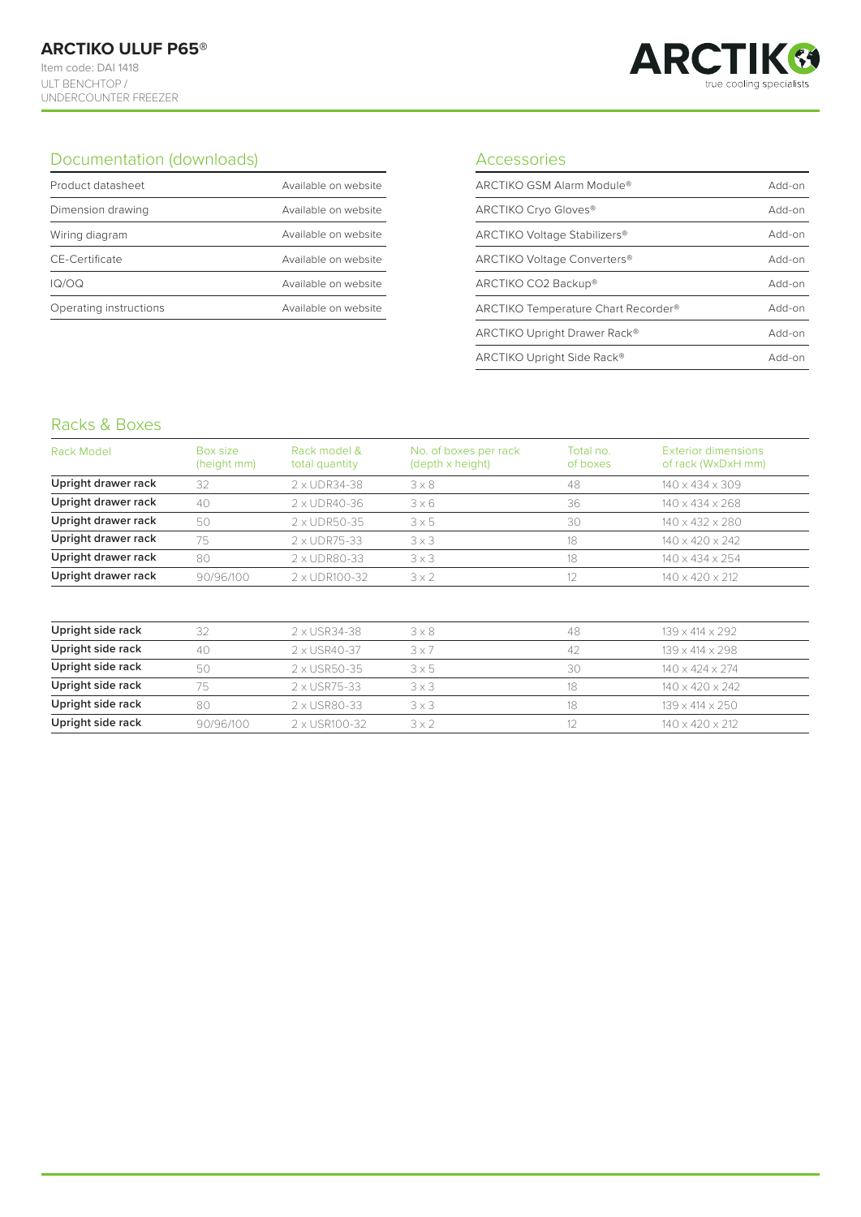# ARCTIKO ULUF P65®

Item code: DAI 1418

ULT BENCHTOP / UNDERCOUNTER FREEZER

ARCTIKO true cooling specialists

## Documentation (downloads)

| | |
|---|---|
| Product datasheet | Available on website |
| Dimension drawing | Available on website |
| Wiring diagram | Available on website |
| CE-Certificate | Available on website |
| IQ/OQ | Available on website |
| Operating instructions | Available on website |

## Accessories

| | |
|---|---|
| ARCTIKO GSM Alarm Module® | Add-on |
| ARCTIKO Cryo Gloves® | Add-on |
| ARCTIKO Voltage Stabilizers® | Add-on |
| ARCTIKO Voltage Converters® | Add-on |
| ARCTIKO CO2 Backup® | Add-on |
| ARCTIKO Temperature Chart Recorder® | Add-on |
| ARCTIKO Upright Drawer Rack® | Add-on |
| ARCTIKO Upright Side Rack® | Add-on |

## Racks & Boxes

| Rack Model | Box size (height mm) | Rack model & total quantity | No. of boxes per rack (depth x height) | Total no. of boxes | Exterior dimensions of rack (WxDxH mm) |
|---|---|---|---|---|---|
| **Upright drawer rack** | 32 | 2 x UDR34-38 | 3 x 8 | 48 | 140 x 434 x 309 |
| **Upright drawer rack** | 40 | 2 x UDR40-36 | 3 x 6 | 36 | 140 x 434 x 268 |
| **Upright drawer rack** | 50 | 2 x UDR50-35 | 3 x 5 | 30 | 140 x 432 x 280 |
| **Upright drawer rack** | 75 | 2 x UDR75-33 | 3 x 3 | 18 | 140 x 420 x 242 |
| **Upright drawer rack** | 80 | 2 x UDR80-33 | 3 x 3 | 18 | 140 x 434 x 254 |
| **Upright drawer rack** | 90/96/100 | 2 x UDR100-32 | 3 x 2 | 12 | 140 x 420 x 212 |
| **Upright side rack** | 32 | 2 x USR34-38 | 3 x 8 | 48 | 139 x 414 x 292 |
| **Upright side rack** | 40 | 2 x USR40-37 | 3 x 7 | 42 | 139 x 414 x 298 |
| **Upright side rack** | 50 | 2 x USR50-35 | 3 x 5 | 30 | 140 x 424 x 274 |
| **Upright side rack** | 75 | 2 x USR75-33 | 3 x 3 | 18 | 140 x 420 x 242 |
| **Upright side rack** | 80 | 2 x USR80-33 | 3 x 3 | 18 | 139 x 414 x 250 |
| **Upright side rack** | 90/96/100 | 2 x USR100-32 | 3 x 2 | 12 | 140 x 420 x 212 |